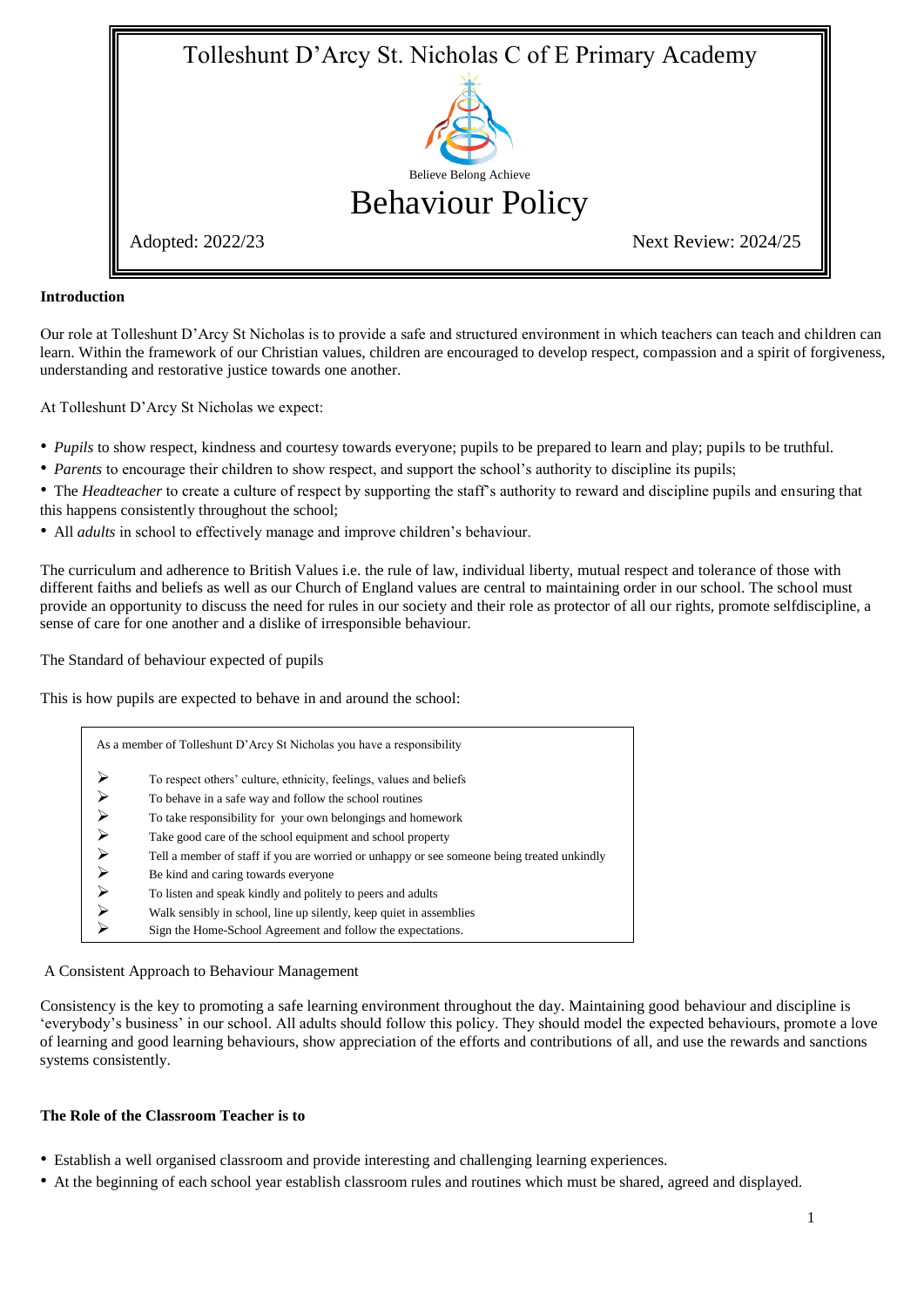# Tolleshunt D'Arcy St. Nicholas C of E Primary Academy

Believe Belong Achieve

# Behaviour Policy

Adopted: 2022/23 Next Review: 2024/25

**Introduction**

Our role at Tolleshunt D'Arcy St Nicholas is to provide a safe and structured environment in which teachers can teach and children can learn. Within the framework of our Christian values, children are encouraged to develop respect, compassion and a spirit of forgiveness, understanding and restorative justice towards one another.

At Tolleshunt D'Arcy St Nicholas we expect:

- *Pupils* to show respect, kindness and courtesy towards everyone; pupils to be prepared to learn and play; pupils to be truthful.
- *Parents* to encourage their children to show respect, and support the school's authority to discipline its pupils;
- The *Headteacher* to create a culture of respect by supporting the staff's authority to reward and discipline pupils and ensuring that this happens consistently throughout the school;
- All *adults* in school to effectively manage and improve children's behaviour.

The curriculum and adherence to British Values i.e. the rule of law, individual liberty, mutual respect and tolerance of those with different faiths and beliefs as well as our Church of England values are central to maintaining order in our school. The school must provide an opportunity to discuss the need for rules in our society and their role as protector of all our rights, promote selfdiscipline, a sense of care for one another and a dislike of irresponsible behaviour.

The Standard of behaviour expected of pupils

This is how pupils are expected to behave in and around the school:

As a member of Tolleshunt D'Arcy St Nicholas you have a responsibility

- To respect others' culture, ethnicity, feelings, values and beliefs
- To behave in a safe way and follow the school routines
- To take responsibility for your own belongings and homework
- Take good care of the school equipment and school property
- Tell a member of staff if you are worried or unhappy or see someone being treated unkindly
- Be kind and caring towards everyone
- To listen and speak kindly and politely to peers and adults
- Walk sensibly in school, line up silently, keep quiet in assemblies
- Sign the Home-School Agreement and follow the expectations.

A Consistent Approach to Behaviour Management

Consistency is the key to promoting a safe learning environment throughout the day. Maintaining good behaviour and discipline is 'everybody's business' in our school. All adults should follow this policy. They should model the expected behaviours, promote a love of learning and good learning behaviours, show appreciation of the efforts and contributions of all, and use the rewards and sanctions systems consistently.

**The Role of the Classroom Teacher is to**

- Establish a well organised classroom and provide interesting and challenging learning experiences.
- At the beginning of each school year establish classroom rules and routines which must be shared, agreed and displayed.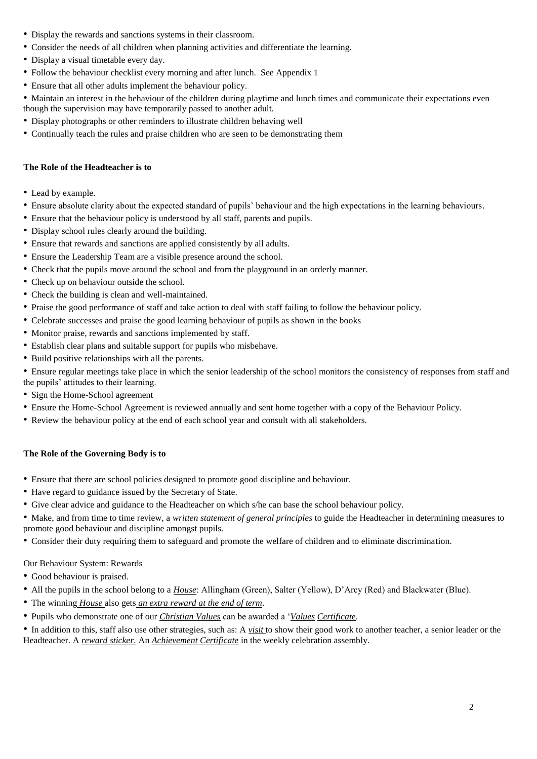- Display the rewards and sanctions systems in their classroom.
- Consider the needs of all children when planning activities and differentiate the learning.
- Display a visual timetable every day.
- Follow the behaviour checklist every morning and after lunch. See Appendix 1
- Ensure that all other adults implement the behaviour policy.
- Maintain an interest in the behaviour of the children during playtime and lunch times and communicate their expectations even though the supervision may have temporarily passed to another adult.
- Display photographs or other reminders to illustrate children behaving well
- Continually teach the rules and praise children who are seen to be demonstrating them

**The Role of the Headteacher is to**

- Lead by example.
- Ensure absolute clarity about the expected standard of pupils' behaviour and the high expectations in the learning behaviours.
- Ensure that the behaviour policy is understood by all staff, parents and pupils.
- Display school rules clearly around the building.
- Ensure that rewards and sanctions are applied consistently by all adults.
- Ensure the Leadership Team are a visible presence around the school.
- Check that the pupils move around the school and from the playground in an orderly manner.
- Check up on behaviour outside the school.
- Check the building is clean and well-maintained.
- Praise the good performance of staff and take action to deal with staff failing to follow the behaviour policy.
- Celebrate successes and praise the good learning behaviour of pupils as shown in the books
- Monitor praise, rewards and sanctions implemented by staff.
- Establish clear plans and suitable support for pupils who misbehave.
- Build positive relationships with all the parents.
- Ensure regular meetings take place in which the senior leadership of the school monitors the consistency of responses from staff and the pupils' attitudes to their learning.
- Sign the Home-School agreement
- Ensure the Home-School Agreement is reviewed annually and sent home together with a copy of the Behaviour Policy.
- Review the behaviour policy at the end of each school year and consult with all stakeholders.

**The Role of the Governing Body is to**

- Ensure that there are school policies designed to promote good discipline and behaviour.
- Have regard to guidance issued by the Secretary of State.
- Give clear advice and guidance to the Headteacher on which s/he can base the school behaviour policy.
- Make, and from time to time review, a *written statement of general principles* to guide the Headteacher in determining measures to promote good behaviour and discipline amongst pupils.
- Consider their duty requiring them to safeguard and promote the welfare of children and to eliminate discrimination.

Our Behaviour System: Rewards

- Good behaviour is praised.
- All the pupils in the school belong to a ***House***: Allingham (Green), Salter (Yellow), D'Arcy (Red) and Blackwater (Blue).
- The winning ***House*** also gets ***an extra reward at the end of term***.
- Pupils who demonstrate one of our ***Christian Values*** can be awarded a '***Values Certificate***.
- In addition to this, staff also use other strategies, such as: A ***visit*** to show their good work to another teacher, a senior leader or the Headteacher. A ***reward sticker.*** An ***Achievement Certificate*** in the weekly celebration assembly.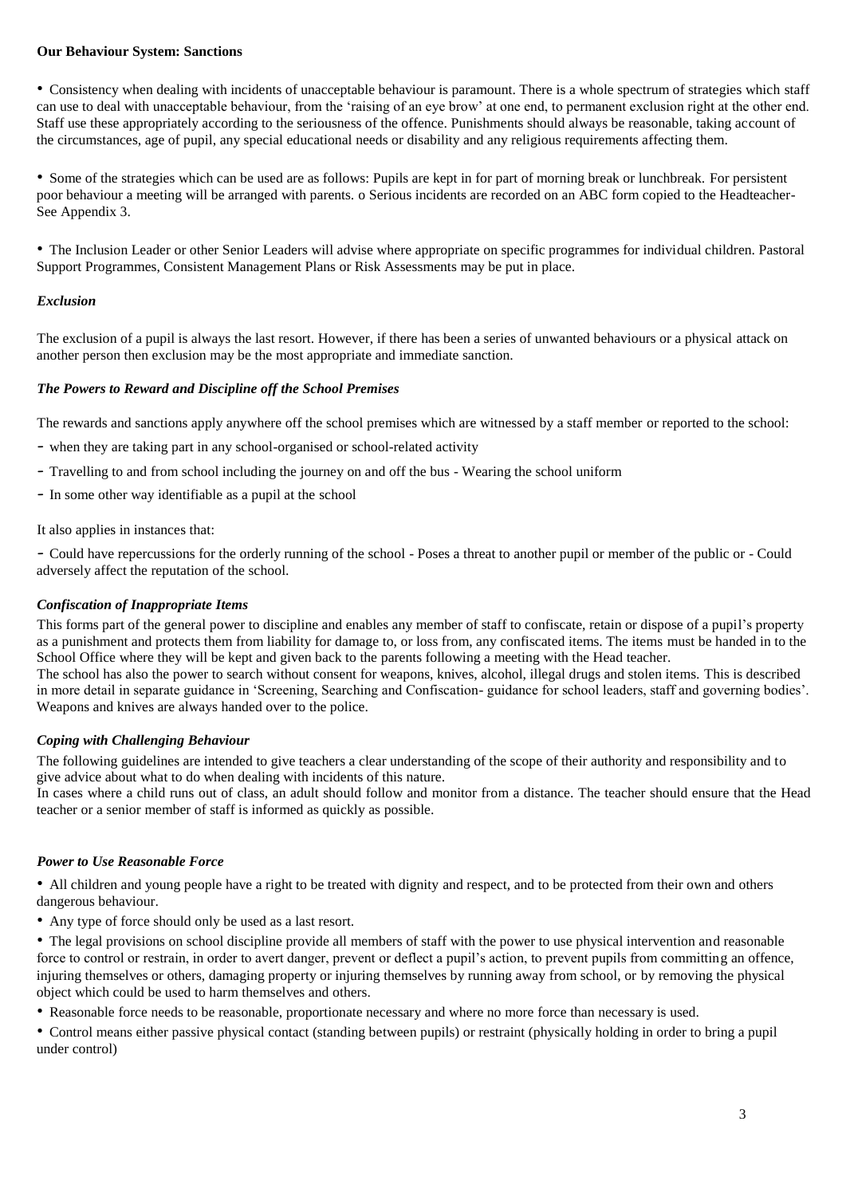**Our Behaviour System: Sanctions**

- Consistency when dealing with incidents of unacceptable behaviour is paramount. There is a whole spectrum of strategies which staff can use to deal with unacceptable behaviour, from the 'raising of an eye brow' at one end, to permanent exclusion right at the other end. Staff use these appropriately according to the seriousness of the offence. Punishments should always be reasonable, taking account of the circumstances, age of pupil, any special educational needs or disability and any religious requirements affecting them.

- Some of the strategies which can be used are as follows: Pupils are kept in for part of morning break or lunchbreak. For persistent poor behaviour a meeting will be arranged with parents. o Serious incidents are recorded on an ABC form copied to the Headteacher- See Appendix 3.

- The Inclusion Leader or other Senior Leaders will advise where appropriate on specific programmes for individual children. Pastoral Support Programmes, Consistent Management Plans or Risk Assessments may be put in place.

### *Exclusion*

The exclusion of a pupil is always the last resort. However, if there has been a series of unwanted behaviours or a physical attack on another person then exclusion may be the most appropriate and immediate sanction.

### *The Powers to Reward and Discipline off the School Premises*

The rewards and sanctions apply anywhere off the school premises which are witnessed by a staff member or reported to the school:

- when they are taking part in any school-organised or school-related activity
- Travelling to and from school including the journey on and off the bus - Wearing the school uniform
- In some other way identifiable as a pupil at the school

It also applies in instances that:

- Could have repercussions for the orderly running of the school - Poses a threat to another pupil or member of the public or - Could adversely affect the reputation of the school.

### *Confiscation of Inappropriate Items*

This forms part of the general power to discipline and enables any member of staff to confiscate, retain or dispose of a pupil's property as a punishment and protects them from liability for damage to, or loss from, any confiscated items. The items must be handed in to the School Office where they will be kept and given back to the parents following a meeting with the Head teacher.
The school has also the power to search without consent for weapons, knives, alcohol, illegal drugs and stolen items. This is described in more detail in separate guidance in 'Screening, Searching and Confiscation- guidance for school leaders, staff and governing bodies'. Weapons and knives are always handed over to the police.

### *Coping with Challenging Behaviour*

The following guidelines are intended to give teachers a clear understanding of the scope of their authority and responsibility and to give advice about what to do when dealing with incidents of this nature.
In cases where a child runs out of class, an adult should follow and monitor from a distance. The teacher should ensure that the Head teacher or a senior member of staff is informed as quickly as possible.

### *Power to Use Reasonable Force*

- All children and young people have a right to be treated with dignity and respect, and to be protected from their own and others dangerous behaviour.
- Any type of force should only be used as a last resort.
- The legal provisions on school discipline provide all members of staff with the power to use physical intervention and reasonable force to control or restrain, in order to avert danger, prevent or deflect a pupil's action, to prevent pupils from committing an offence, injuring themselves or others, damaging property or injuring themselves by running away from school, or by removing the physical object which could be used to harm themselves and others.
- Reasonable force needs to be reasonable, proportionate necessary and where no more force than necessary is used.
- Control means either passive physical contact (standing between pupils) or restraint (physically holding in order to bring a pupil under control)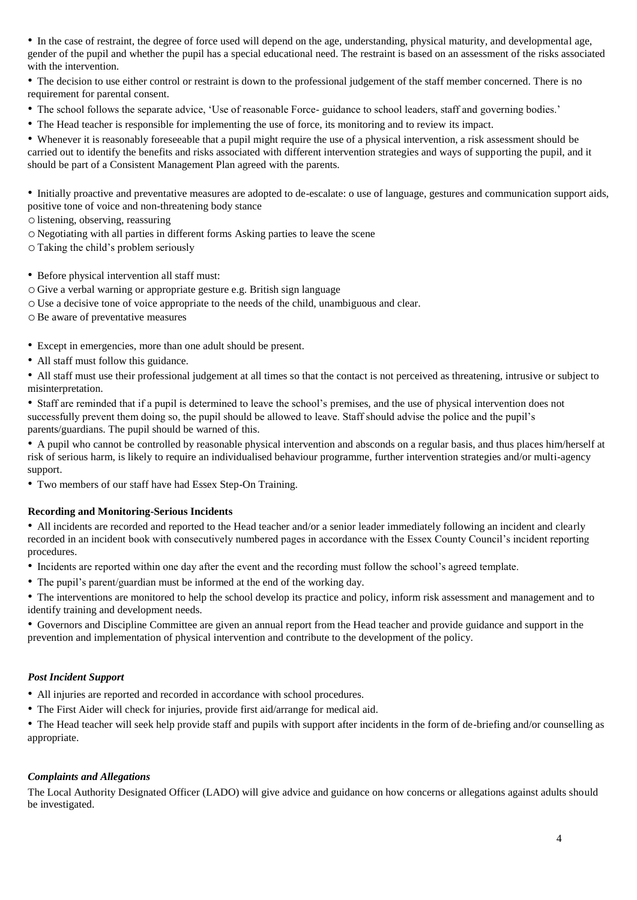- In the case of restraint, the degree of force used will depend on the age, understanding, physical maturity, and developmental age, gender of the pupil and whether the pupil has a special educational need. The restraint is based on an assessment of the risks associated with the intervention.
- The decision to use either control or restraint is down to the professional judgement of the staff member concerned. There is no requirement for parental consent.
- The school follows the separate advice, 'Use of reasonable Force- guidance to school leaders, staff and governing bodies.'
- The Head teacher is responsible for implementing the use of force, its monitoring and to review its impact.
- Whenever it is reasonably foreseeable that a pupil might require the use of a physical intervention, a risk assessment should be carried out to identify the benefits and risks associated with different intervention strategies and ways of supporting the pupil, and it should be part of a Consistent Management Plan agreed with the parents.

- Initially proactive and preventative measures are adopted to de-escalate: o use of language, gestures and communication support aids, positive tone of voice and non-threatening body stance
  - listening, observing, reassuring
  - Negotiating with all parties in different forms Asking parties to leave the scene
  - Taking the child's problem seriously

- Before physical intervention all staff must:
  - Give a verbal warning or appropriate gesture e.g. British sign language
  - Use a decisive tone of voice appropriate to the needs of the child, unambiguous and clear.
  - Be aware of preventative measures

- Except in emergencies, more than one adult should be present.
- All staff must follow this guidance.
- All staff must use their professional judgement at all times so that the contact is not perceived as threatening, intrusive or subject to misinterpretation.
- Staff are reminded that if a pupil is determined to leave the school's premises, and the use of physical intervention does not successfully prevent them doing so, the pupil should be allowed to leave. Staff should advise the police and the pupil's parents/guardians. The pupil should be warned of this.
- A pupil who cannot be controlled by reasonable physical intervention and absconds on a regular basis, and thus places him/herself at risk of serious harm, is likely to require an individualised behaviour programme, further intervention strategies and/or multi-agency support.
- Two members of our staff have had Essex Step-On Training.

**Recording and Monitoring-Serious Incidents**

- All incidents are recorded and reported to the Head teacher and/or a senior leader immediately following an incident and clearly recorded in an incident book with consecutively numbered pages in accordance with the Essex County Council's incident reporting procedures.
- Incidents are reported within one day after the event and the recording must follow the school's agreed template.
- The pupil's parent/guardian must be informed at the end of the working day.
- The interventions are monitored to help the school develop its practice and policy, inform risk assessment and management and to identify training and development needs.
- Governors and Discipline Committee are given an annual report from the Head teacher and provide guidance and support in the prevention and implementation of physical intervention and contribute to the development of the policy.

***Post Incident Support***

- All injuries are reported and recorded in accordance with school procedures.
- The First Aider will check for injuries, provide first aid/arrange for medical aid.
- The Head teacher will seek help provide staff and pupils with support after incidents in the form of de-briefing and/or counselling as appropriate.

***Complaints and Allegations***

The Local Authority Designated Officer (LADO) will give advice and guidance on how concerns or allegations against adults should be investigated.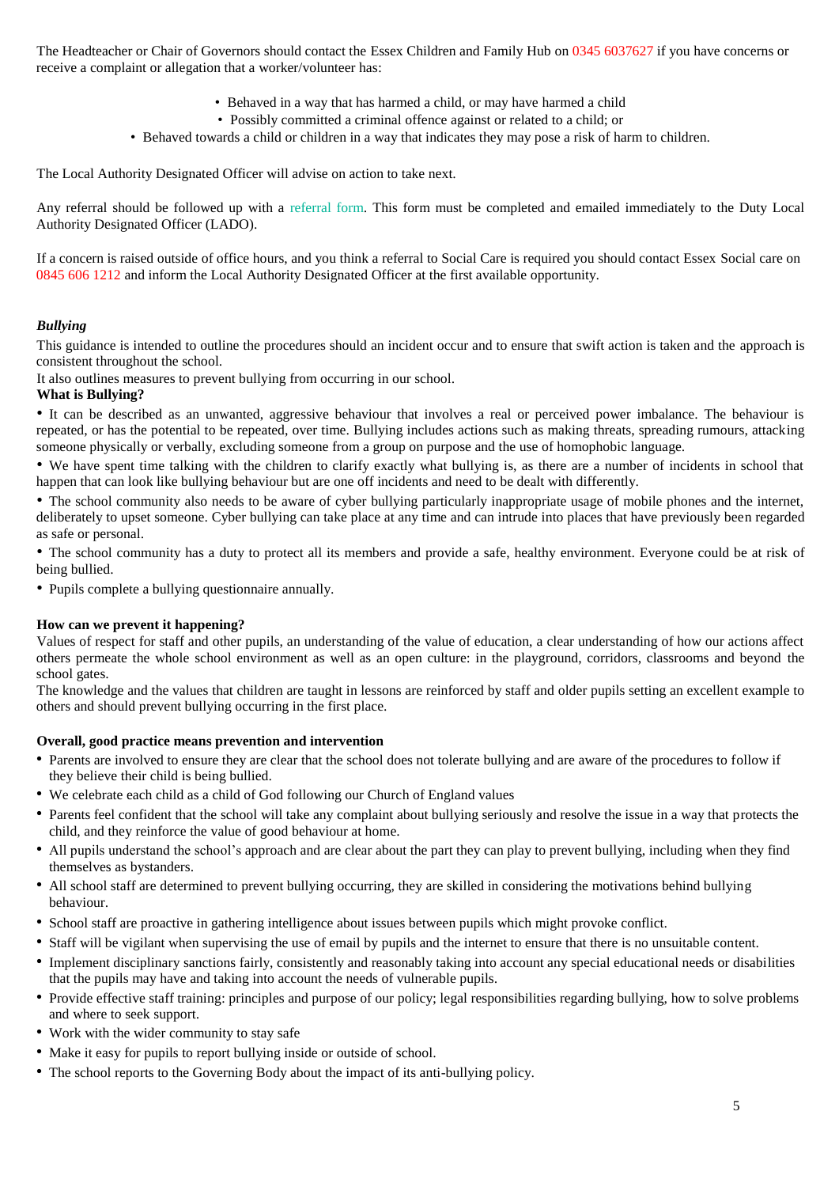The Headteacher or Chair of Governors should contact the Essex Children and Family Hub on 0345 6037627 if you have concerns or receive a complaint or allegation that a worker/volunteer has:

- Behaved in a way that has harmed a child, or may have harmed a child
- Possibly committed a criminal offence against or related to a child; or
- Behaved towards a child or children in a way that indicates they may pose a risk of harm to children.

The Local Authority Designated Officer will advise on action to take next.

Any referral should be followed up with a referral form. This form must be completed and emailed immediately to the Duty Local Authority Designated Officer (LADO).

If a concern is raised outside of office hours, and you think a referral to Social Care is required you should contact Essex Social care on 0845 606 1212 and inform the Local Authority Designated Officer at the first available opportunity.

***Bullying***

This guidance is intended to outline the procedures should an incident occur and to ensure that swift action is taken and the approach is consistent throughout the school.

It also outlines measures to prevent bullying from occurring in our school.

**What is Bullying?**

- It can be described as an unwanted, aggressive behaviour that involves a real or perceived power imbalance. The behaviour is repeated, or has the potential to be repeated, over time. Bullying includes actions such as making threats, spreading rumours, attacking someone physically or verbally, excluding someone from a group on purpose and the use of homophobic language.
- We have spent time talking with the children to clarify exactly what bullying is, as there are a number of incidents in school that happen that can look like bullying behaviour but are one off incidents and need to be dealt with differently.
- The school community also needs to be aware of cyber bullying particularly inappropriate usage of mobile phones and the internet, deliberately to upset someone. Cyber bullying can take place at any time and can intrude into places that have previously been regarded as safe or personal.
- The school community has a duty to protect all its members and provide a safe, healthy environment. Everyone could be at risk of being bullied.
- Pupils complete a bullying questionnaire annually.

**How can we prevent it happening?**

Values of respect for staff and other pupils, an understanding of the value of education, a clear understanding of how our actions affect others permeate the whole school environment as well as an open culture: in the playground, corridors, classrooms and beyond the school gates.

The knowledge and the values that children are taught in lessons are reinforced by staff and older pupils setting an excellent example to others and should prevent bullying occurring in the first place.

**Overall, good practice means prevention and intervention**

- Parents are involved to ensure they are clear that the school does not tolerate bullying and are aware of the procedures to follow if they believe their child is being bullied.
- We celebrate each child as a child of God following our Church of England values
- Parents feel confident that the school will take any complaint about bullying seriously and resolve the issue in a way that protects the child, and they reinforce the value of good behaviour at home.
- All pupils understand the school's approach and are clear about the part they can play to prevent bullying, including when they find themselves as bystanders.
- All school staff are determined to prevent bullying occurring, they are skilled in considering the motivations behind bullying behaviour.
- School staff are proactive in gathering intelligence about issues between pupils which might provoke conflict.
- Staff will be vigilant when supervising the use of email by pupils and the internet to ensure that there is no unsuitable content.
- Implement disciplinary sanctions fairly, consistently and reasonably taking into account any special educational needs or disabilities that the pupils may have and taking into account the needs of vulnerable pupils.
- Provide effective staff training: principles and purpose of our policy; legal responsibilities regarding bullying, how to solve problems and where to seek support.
- Work with the wider community to stay safe
- Make it easy for pupils to report bullying inside or outside of school.
- The school reports to the Governing Body about the impact of its anti-bullying policy.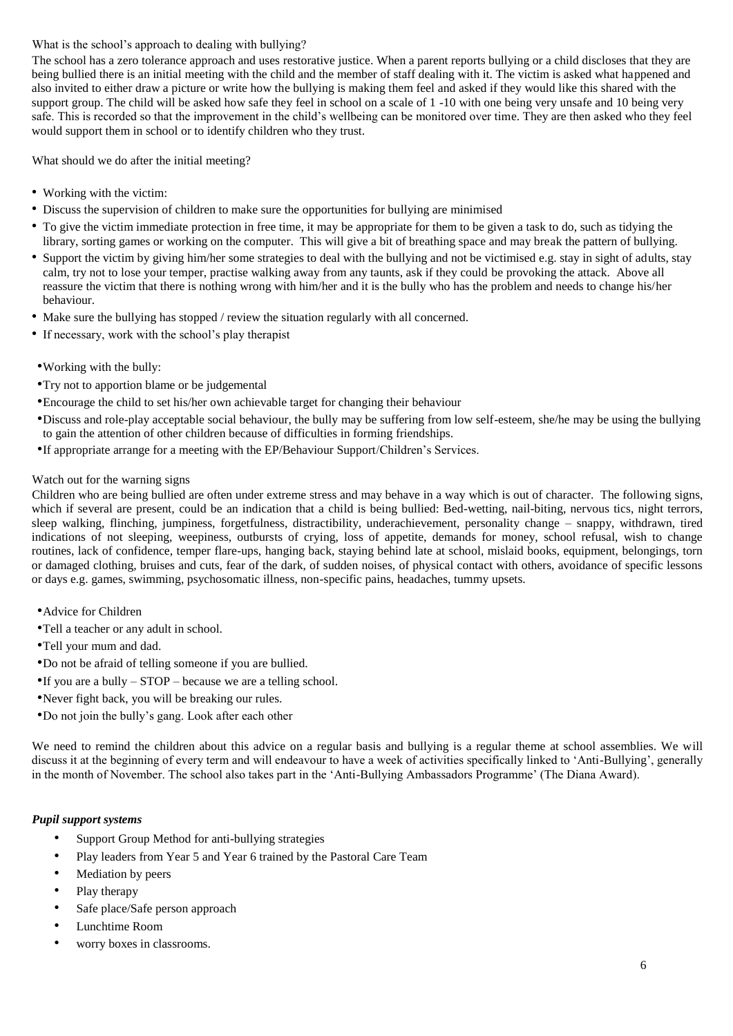What is the school's approach to dealing with bullying?

The school has a zero tolerance approach and uses restorative justice. When a parent reports bullying or a child discloses that they are being bullied there is an initial meeting with the child and the member of staff dealing with it. The victim is asked what happened and also invited to either draw a picture or write how the bullying is making them feel and asked if they would like this shared with the support group. The child will be asked how safe they feel in school on a scale of 1 -10 with one being very unsafe and 10 being very safe. This is recorded so that the improvement in the child's wellbeing can be monitored over time. They are then asked who they feel would support them in school or to identify children who they trust.

What should we do after the initial meeting?

- Working with the victim:
- Discuss the supervision of children to make sure the opportunities for bullying are minimised
- To give the victim immediate protection in free time, it may be appropriate for them to be given a task to do, such as tidying the library, sorting games or working on the computer. This will give a bit of breathing space and may break the pattern of bullying.
- Support the victim by giving him/her some strategies to deal with the bullying and not be victimised e.g. stay in sight of adults, stay calm, try not to lose your temper, practise walking away from any taunts, ask if they could be provoking the attack. Above all reassure the victim that there is nothing wrong with him/her and it is the bully who has the problem and needs to change his/her behaviour.
- Make sure the bullying has stopped / review the situation regularly with all concerned.
- If necessary, work with the school's play therapist

- Working with the bully:
- Try not to apportion blame or be judgemental
- Encourage the child to set his/her own achievable target for changing their behaviour
- Discuss and role-play acceptable social behaviour, the bully may be suffering from low self-esteem, she/he may be using the bullying to gain the attention of other children because of difficulties in forming friendships.
- If appropriate arrange for a meeting with the EP/Behaviour Support/Children's Services.

Watch out for the warning signs

Children who are being bullied are often under extreme stress and may behave in a way which is out of character. The following signs, which if several are present, could be an indication that a child is being bullied: Bed-wetting, nail-biting, nervous tics, night terrors, sleep walking, flinching, jumpiness, forgetfulness, distractibility, underachievement, personality change – snappy, withdrawn, tired indications of not sleeping, weepiness, outbursts of crying, loss of appetite, demands for money, school refusal, wish to change routines, lack of confidence, temper flare-ups, hanging back, staying behind late at school, mislaid books, equipment, belongings, torn or damaged clothing, bruises and cuts, fear of the dark, of sudden noises, of physical contact with others, avoidance of specific lessons or days e.g. games, swimming, psychosomatic illness, non-specific pains, headaches, tummy upsets.

- Advice for Children
- Tell a teacher or any adult in school.
- Tell your mum and dad.
- Do not be afraid of telling someone if you are bullied.
- If you are a bully – STOP – because we are a telling school.
- Never fight back, you will be breaking our rules.
- Do not join the bully's gang. Look after each other

We need to remind the children about this advice on a regular basis and bullying is a regular theme at school assemblies. We will discuss it at the beginning of every term and will endeavour to have a week of activities specifically linked to 'Anti-Bullying', generally in the month of November. The school also takes part in the 'Anti-Bullying Ambassadors Programme' (The Diana Award).

***Pupil support systems***

- Support Group Method for anti-bullying strategies
- Play leaders from Year 5 and Year 6 trained by the Pastoral Care Team
- Mediation by peers
- Play therapy
- Safe place/Safe person approach
- Lunchtime Room
- worry boxes in classrooms.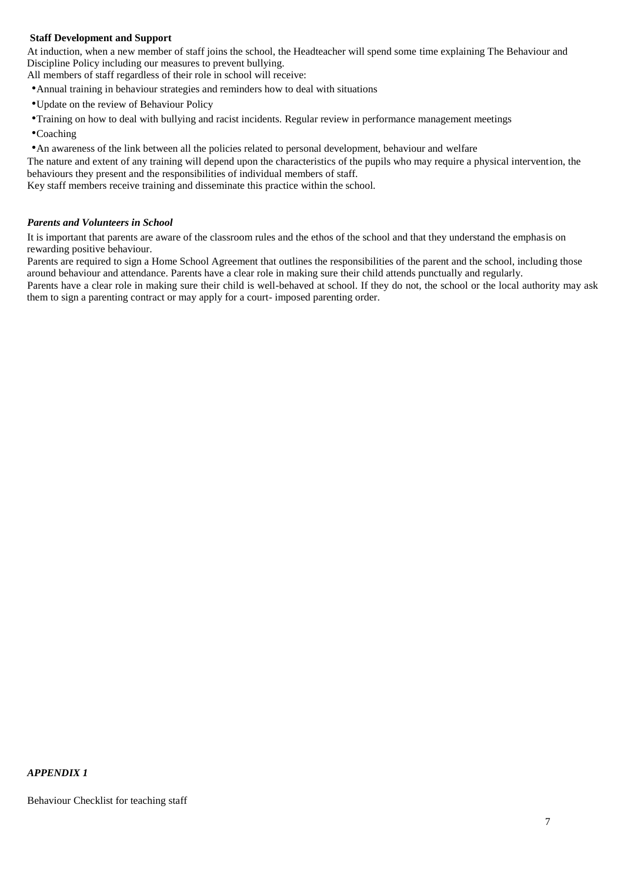### Staff Development and Support

At induction, when a new member of staff joins the school, the Headteacher will spend some time explaining The Behaviour and Discipline Policy including our measures to prevent bullying.
All members of staff regardless of their role in school will receive:

- Annual training in behaviour strategies and reminders how to deal with situations
- Update on the review of Behaviour Policy
- Training on how to deal with bullying and racist incidents. Regular review in performance management meetings
- Coaching
- An awareness of the link between all the policies related to personal development, behaviour and welfare

The nature and extent of any training will depend upon the characteristics of the pupils who may require a physical intervention, the behaviours they present and the responsibilities of individual members of staff.
Key staff members receive training and disseminate this practice within the school.

### *Parents and Volunteers in School*

It is important that parents are aware of the classroom rules and the ethos of the school and that they understand the emphasis on rewarding positive behaviour.
Parents are required to sign a Home School Agreement that outlines the responsibilities of the parent and the school, including those around behaviour and attendance. Parents have a clear role in making sure their child attends punctually and regularly.
Parents have a clear role in making sure their child is well-behaved at school. If they do not, the school or the local authority may ask them to sign a parenting contract or may apply for a court- imposed parenting order.

## *APPENDIX 1*

Behaviour Checklist for teaching staff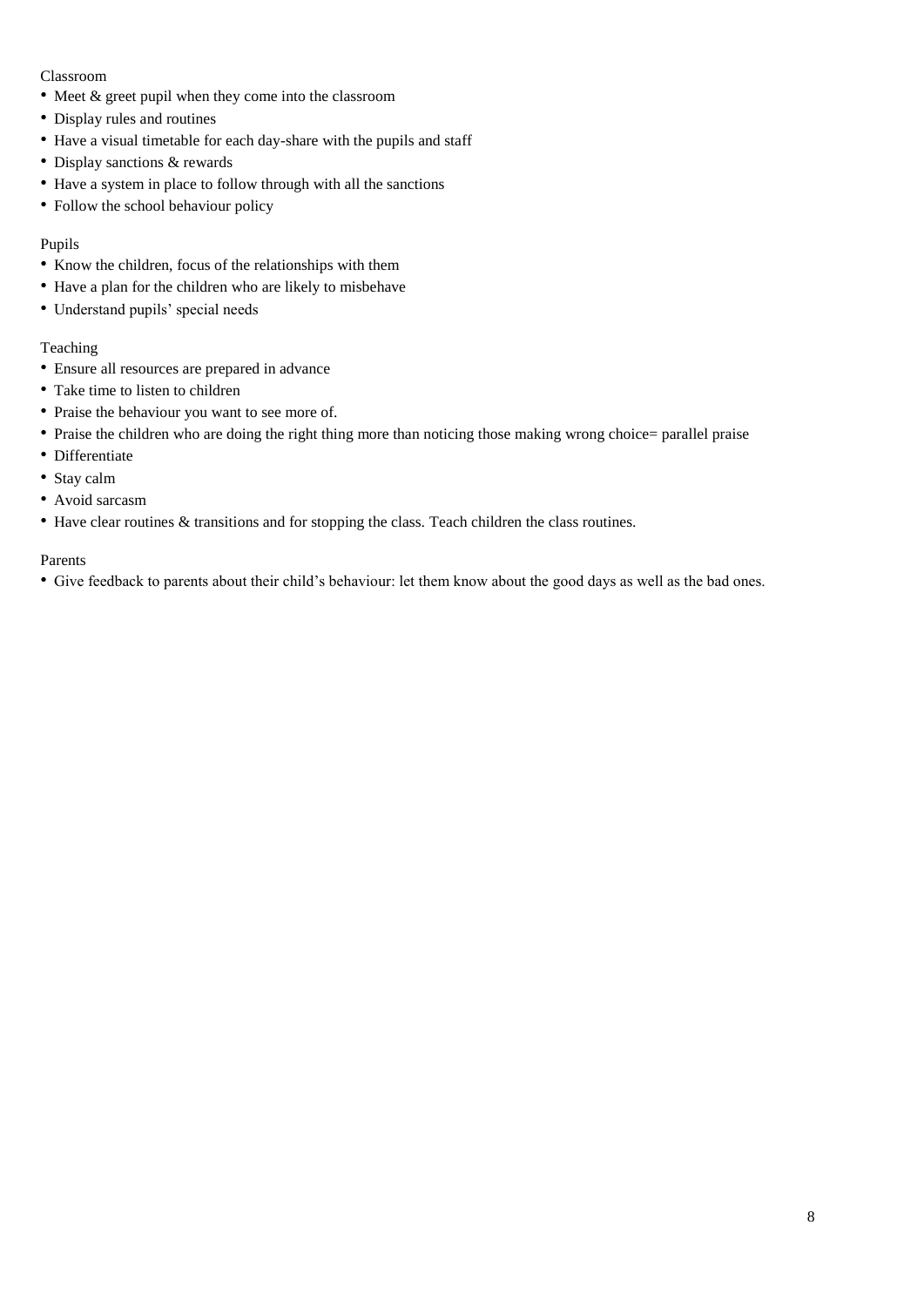Classroom

- Meet & greet pupil when they come into the classroom
- Display rules and routines
- Have a visual timetable for each day-share with the pupils and staff
- Display sanctions & rewards
- Have a system in place to follow through with all the sanctions
- Follow the school behaviour policy

Pupils

- Know the children, focus of the relationships with them
- Have a plan for the children who are likely to misbehave
- Understand pupils' special needs

Teaching

- Ensure all resources are prepared in advance
- Take time to listen to children
- Praise the behaviour you want to see more of.
- Praise the children who are doing the right thing more than noticing those making wrong choice= parallel praise
- Differentiate
- Stay calm
- Avoid sarcasm
- Have clear routines & transitions and for stopping the class. Teach children the class routines.

Parents

- Give feedback to parents about their child's behaviour: let them know about the good days as well as the bad ones.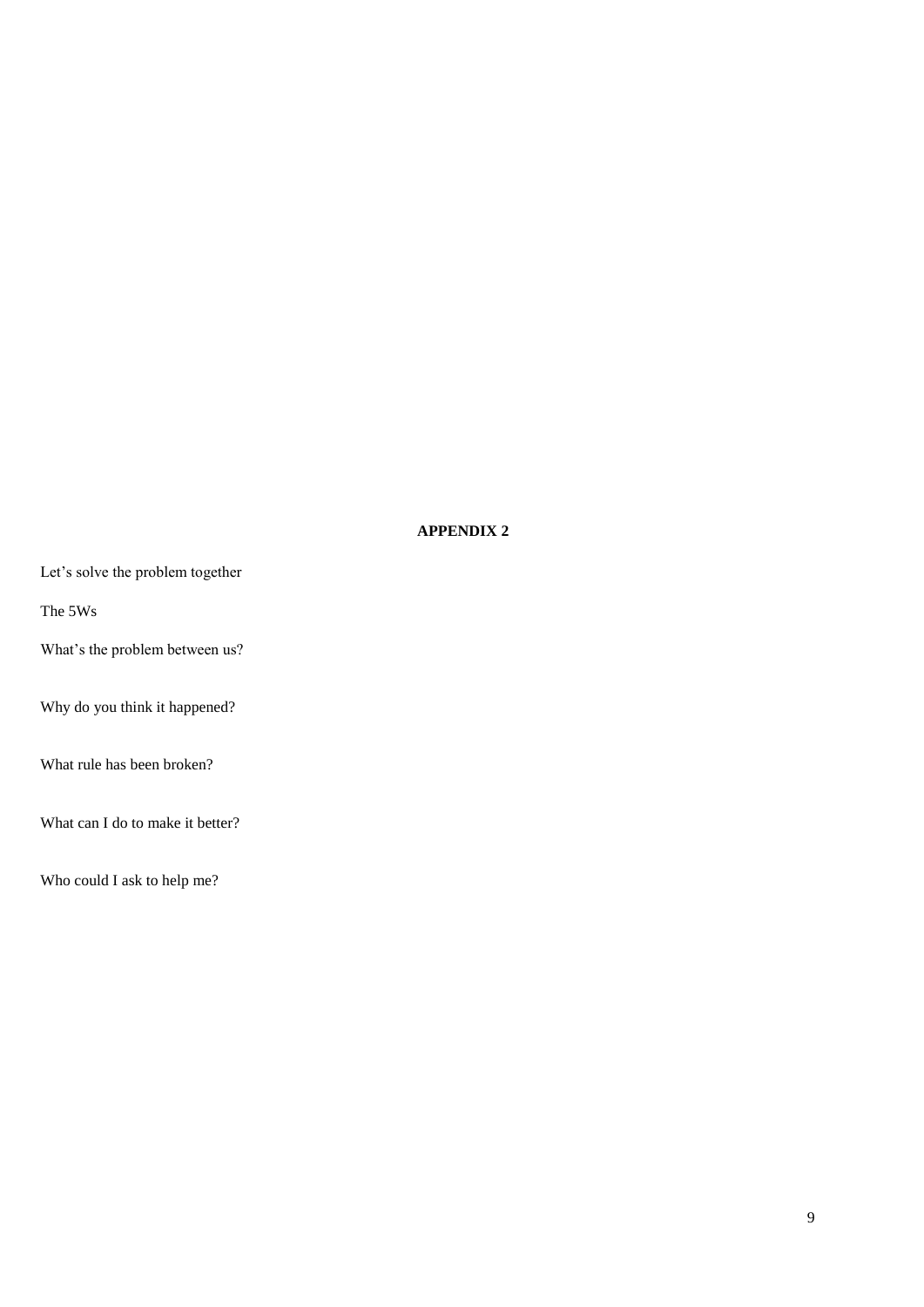## APPENDIX 2

Let's solve the problem together

The 5Ws

What's the problem between us?

Why do you think it happened?

What rule has been broken?

What can I do to make it better?

Who could I ask to help me?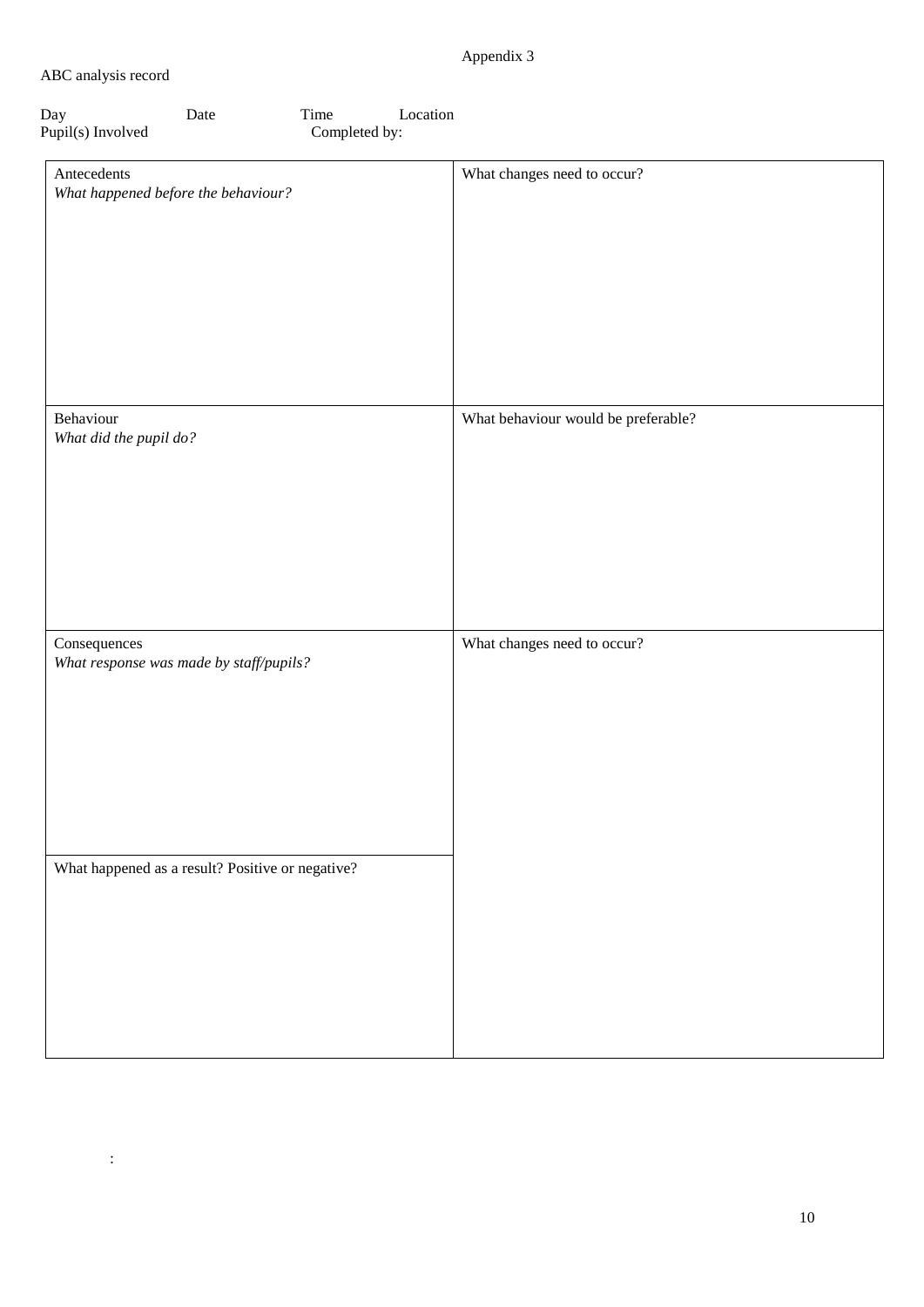Appendix 3

ABC analysis record

Day Date Time Location
Pupil(s) Involved Completed by:

| Antecedents<br>*What happened before the behaviour?* | What changes need to occur? |
|---|---|
| Behaviour<br>*What did the pupil do?* | What behaviour would be preferable? |
| Consequences<br>*What response was made by staff/pupils?* | What changes need to occur? |
| What happened as a result? Positive or negative? | |

: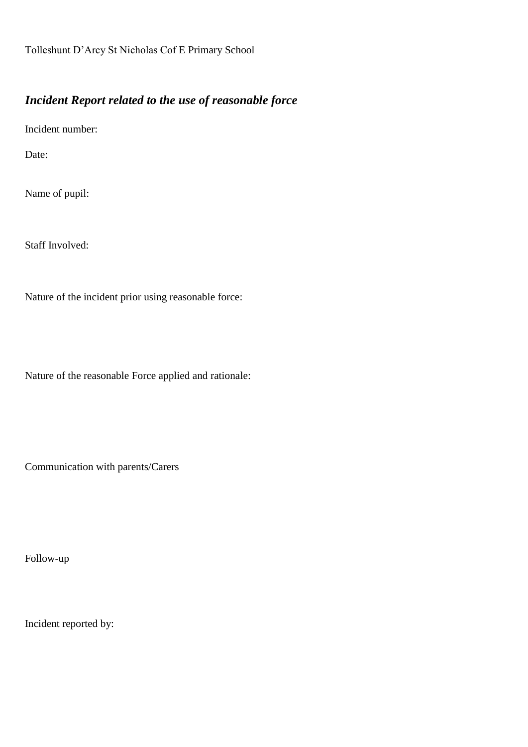Tolleshunt D'Arcy St Nicholas Cof E Primary School

## *Incident Report related to the use of reasonable force*

Incident number:

Date:

Name of pupil:

Staff Involved:

Nature of the incident prior using reasonable force:

Nature of the reasonable Force applied and rationale:

Communication with parents/Carers

Follow-up

Incident reported by: